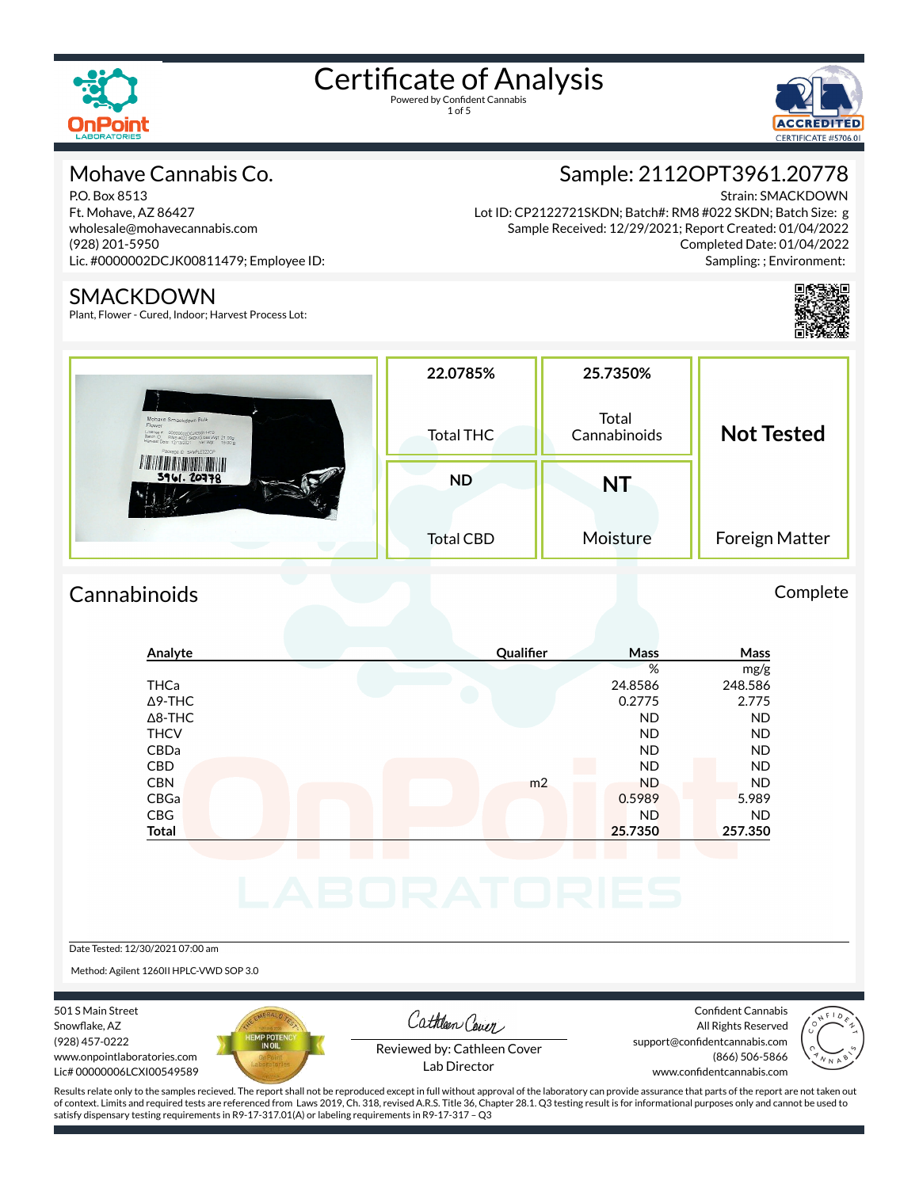# Certificate of Analysis

Powered by Confident Cannabis

## Mohave Cannabis Co.

P.O. Box 8513
Ft. Mohave, AZ 86427
wholesale@mohavecannabis.com
(928) 201-5950
Lic. #0000002DCJK00811479; Employee ID:

## Sample: 2112OPT3961.20778

Strain: SMACKDOWN
Lot ID: CP2122721SKDN; Batch#: RM8 #022 SKDN; Batch Size: g
Sample Received: 12/29/2021; Report Created: 01/04/2022
Completed Date: 01/04/2022
Sampling: ; Environment:

## SMACKDOWN

Plant, Flower - Cured, Indoor; Harvest Process Lot:

| 22.0785% | 25.7350% | Not Tested |
|---|---|---|
| Total THC | Total Cannabinoids | |
| ND | NT | |
| Total CBD | Moisture | Foreign Matter |

## Cannabinoids

Complete

| Analyte | Qualifier | Mass % | Mass mg/g |
|---|---|---|---|
| THCa | | 24.8586 | 248.586 |
| Δ9-THC | | 0.2775 | 2.775 |
| Δ8-THC | | ND | ND |
| THCV | | ND | ND |
| CBDa | | ND | ND |
| CBD | | ND | ND |
| CBN | m2 | ND | ND |
| CBGa | | 0.5989 | 5.989 |
| CBG | | ND | ND |
| **Total** | | **25.7350** | **257.350** |

Date Tested: 12/30/2021 07:00 am

Method: Agilent 1260II HPLC-VWD SOP 3.0

501 S Main Street
Snowflake, AZ
(928) 457-0222
www.onpointlaboratories.com
Lic# 00000006LCXI00549589

Reviewed by: Cathleen Cover
Lab Director

Confident Cannabis
All Rights Reserved
support@confidentcannabis.com
(866) 506-5866
www.confidentcannabis.com

Results relate only to the samples recieved. The report shall not be reproduced except in full without approval of the laboratory can provide assurance that parts of the report are not taken out of context. Limits and required tests are referenced from Laws 2019, Ch. 318, revised A.R.S. Title 36, Chapter 28.1. Q3 testing result is for informational purposes only and cannot be used to satisfy dispensary testing requirements in R9-17-317.01(A) or labeling requirements in R9-17-317 – Q3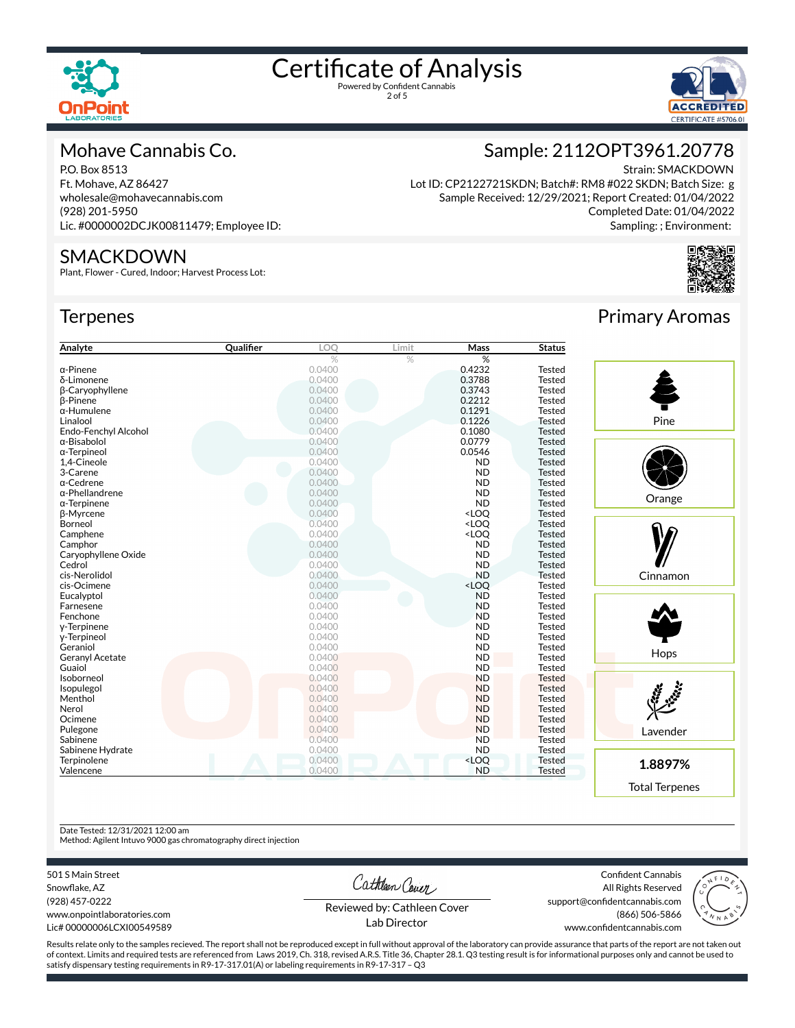# Certificate of Analysis

Powered by Confident Cannabis

## Mohave Cannabis Co.

P.O. Box 8513
Ft. Mohave, AZ 86427
wholesale@mohavecannabis.com
(928) 201-5950
Lic. #0000002DCJK00811479; Employee ID:

## Sample: 2112OPT3961.20778

Strain: SMACKDOWN
Lot ID: CP2122721SKDN; Batch#: RM8 #022 SKDN; Batch Size: g
Sample Received: 12/29/2021; Report Created: 01/04/2022
Completed Date: 01/04/2022
Sampling: ; Environment:

## SMACKDOWN

Plant, Flower - Cured, Indoor; Harvest Process Lot:

## Terpenes

| Analyte | Qualifier | LOQ | Limit | Mass | Status |
|---|---|---|---|---|---|
| | | % | % | % | |
| α-Pinene | | 0.0400 | | 0.4232 | Tested |
| δ-Limonene | | 0.0400 | | 0.3788 | Tested |
| β-Caryophyllene | | 0.0400 | | 0.3743 | Tested |
| β-Pinene | | 0.0400 | | 0.2212 | Tested |
| α-Humulene | | 0.0400 | | 0.1291 | Tested |
| Linalool | | 0.0400 | | 0.1226 | Tested |
| Endo-Fenchyl Alcohol | | 0.0400 | | 0.1080 | Tested |
| α-Bisabolol | | 0.0400 | | 0.0779 | Tested |
| α-Terpineol | | 0.0400 | | 0.0546 | Tested |
| 1,4-Cineole | | 0.0400 | | ND | Tested |
| 3-Carene | | 0.0400 | | ND | Tested |
| α-Cedrene | | 0.0400 | | ND | Tested |
| α-Phellandrene | | 0.0400 | | ND | Tested |
| α-Terpinene | | 0.0400 | | ND | Tested |
| β-Myrcene | | 0.0400 | | <LOQ | Tested |
| Borneol | | 0.0400 | | <LOQ | Tested |
| Camphene | | 0.0400 | | <LOQ | Tested |
| Camphor | | 0.0400 | | ND | Tested |
| Caryophyllene Oxide | | 0.0400 | | ND | Tested |
| Cedrol | | 0.0400 | | ND | Tested |
| cis-Nerolidol | | 0.0400 | | ND | Tested |
| cis-Ocimene | | 0.0400 | | <LOQ | Tested |
| Eucalyptol | | 0.0400 | | ND | Tested |
| Farnesene | | 0.0400 | | ND | Tested |
| Fenchone | | 0.0400 | | ND | Tested |
| γ-Terpinene | | 0.0400 | | ND | Tested |
| γ-Terpineol | | 0.0400 | | ND | Tested |
| Geraniol | | 0.0400 | | ND | Tested |
| Geranyl Acetate | | 0.0400 | | ND | Tested |
| Guaiol | | 0.0400 | | ND | Tested |
| Isoborneol | | 0.0400 | | ND | Tested |
| Isopulegol | | 0.0400 | | ND | Tested |
| Menthol | | 0.0400 | | ND | Tested |
| Nerol | | 0.0400 | | ND | Tested |
| Ocimene | | 0.0400 | | ND | Tested |
| Pulegone | | 0.0400 | | ND | Tested |
| Sabinene | | 0.0400 | | ND | Tested |
| Sabinene Hydrate | | 0.0400 | | ND | Tested |
| Terpinolene | | 0.0400 | | <LOQ | Tested |
| Valencene | | 0.0400 | | ND | Tested |

## Primary Aromas

- Pine
- Orange
- Cinnamon
- Hops
- Lavender

**1.8897%**
Total Terpenes

Date Tested: 12/31/2021 12:00 am
Method: Agilent Intuvo 9000 gas chromatography direct injection

501 S Main Street
Snowflake, AZ
(928) 457-0222
www.onpointlaboratories.com
Lic# 00000006LCXI00549589

Reviewed by: Cathleen Cover
Lab Director

Confident Cannabis
All Rights Reserved
support@confidentcannabis.com
(866) 506-5866
www.confidentcannabis.com

Results relate only to the samples recieved. The report shall not be reproduced except in full without approval of the laboratory can provide assurance that parts of the report are not taken out of context. Limits and required tests are referenced from Laws 2019, Ch. 318, revised A.R.S. Title 36, Chapter 28.1. Q3 testing result is for informational purposes only and cannot be used to satisfy dispensary testing requirements in R9-17-317.01(A) or labeling requirements in R9-17-317 – Q3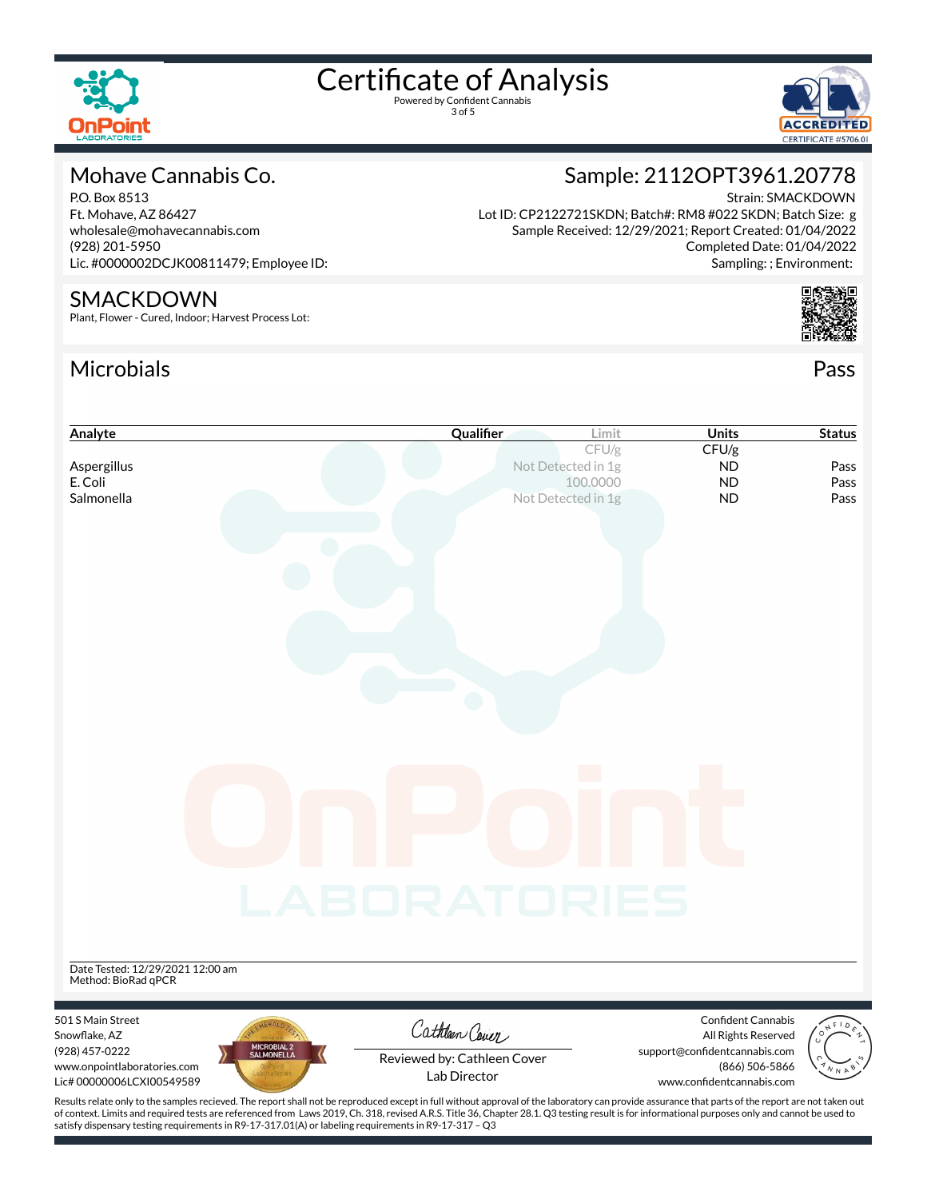# Certificate of Analysis

Powered by Confident Cannabis

## Mohave Cannabis Co.

P.O. Box 8513
Ft. Mohave, AZ 86427
wholesale@mohavecannabis.com
(928) 201-5950
Lic. #0000002DCJK00811479; Employee ID:

## Sample: 2112OPT3961.20778

Strain: SMACKDOWN
Lot ID: CP2122721SKDN; Batch#: RM8 #022 SKDN; Batch Size: g
Sample Received: 12/29/2021; Report Created: 01/04/2022
Completed Date: 01/04/2022
Sampling: ; Environment:

## SMACKDOWN

Plant, Flower - Cured, Indoor; Harvest Process Lot:

## Microbials

Pass

| Analyte | Qualifier | Limit | Units | Status |
|---|---|---|---|---|
| | | CFU/g | CFU/g | |
| Aspergillus | | Not Detected in 1g | ND | Pass |
| E. Coli | | 100.0000 | ND | Pass |
| Salmonella | | Not Detected in 1g | ND | Pass |

Date Tested: 12/29/2021 12:00 am
Method: BioRad qPCR

501 S Main Street
Snowflake, AZ
(928) 457-0222
www.onpointlaboratories.com
Lic# 00000006LCXI00549589

Reviewed by: Cathleen Cover
Lab Director

Confident Cannabis
All Rights Reserved
support@confidentcannabis.com
(866) 506-5866
www.confidentcannabis.com

Results relate only to the samples recieved. The report shall not be reproduced except in full without approval of the laboratory can provide assurance that parts of the report are not taken out of context. Limits and required tests are referenced from Laws 2019, Ch. 318, revised A.R.S. Title 36, Chapter 28.1. Q3 testing result is for informational purposes only and cannot be used to satisfy dispensary testing requirements in R9-17-317.01(A) or labeling requirements in R9-17-317 – Q3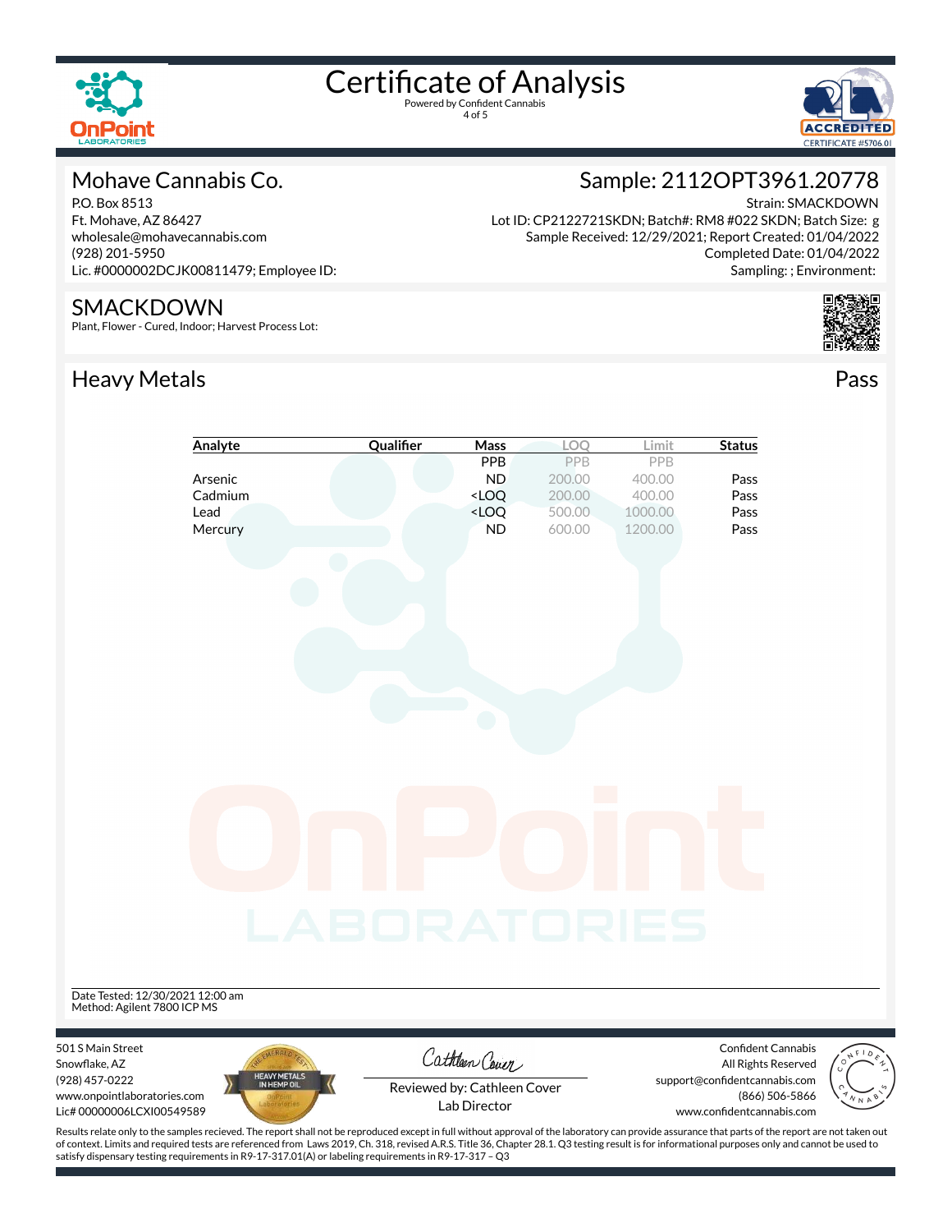# Certificate of Analysis

Powered by Confident Cannabis

## Mohave Cannabis Co.

P.O. Box 8513
Ft. Mohave, AZ 86427
wholesale@mohavecannabis.com
(928) 201-5950
Lic. #0000002DCJK00811479; Employee ID:

## Sample: 2112OPT3961.20778

Strain: SMACKDOWN
Lot ID: CP2122721SKDN; Batch#: RM8 #022 SKDN; Batch Size: g
Sample Received: 12/29/2021; Report Created: 01/04/2022
Completed Date: 01/04/2022
Sampling: ; Environment:

## SMACKDOWN

Plant, Flower - Cured, Indoor; Harvest Process Lot:

## Heavy Metals

Pass

| Analyte | Qualifier | Mass | LOQ | Limit | Status |
|---|---|---|---|---|---|
| | | PPB | PPB | PPB | |
| Arsenic | | ND | 200.00 | 400.00 | Pass |
| Cadmium | | <LOQ | 200.00 | 400.00 | Pass |
| Lead | | <LOQ | 500.00 | 1000.00 | Pass |
| Mercury | | ND | 600.00 | 1200.00 | Pass |

Date Tested: 12/30/2021 12:00 am
Method: Agilent 7800 ICP MS

501 S Main Street
Snowflake, AZ
(928) 457-0222
www.onpointlaboratories.com
Lic# 00000006LCXI00549589

Reviewed by: Cathleen Cover
Lab Director

Confident Cannabis
All Rights Reserved
support@confidentcannabis.com
(866) 506-5866
www.confidentcannabis.com

Results relate only to the samples recieved. The report shall not be reproduced except in full without approval of the laboratory can provide assurance that parts of the report are not taken out of context. Limits and required tests are referenced from Laws 2019, Ch. 318, revised A.R.S. Title 36, Chapter 28.1. Q3 testing result is for informational purposes only and cannot be used to satisfy dispensary testing requirements in R9-17-317.01(A) or labeling requirements in R9-17-317 – Q3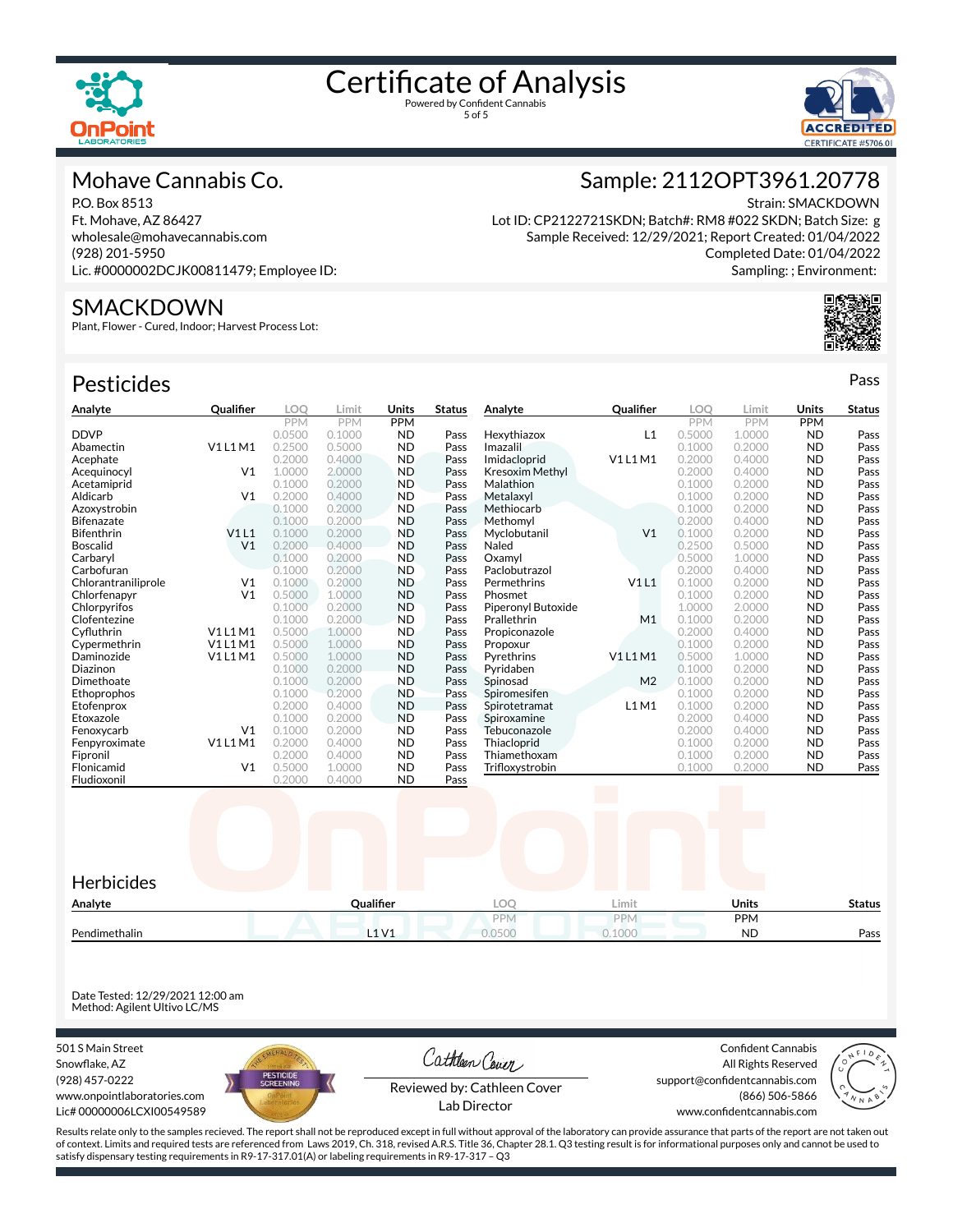# Certificate of Analysis

Powered by Confident Cannabis

## Mohave Cannabis Co.

P.O. Box 8513
Ft. Mohave, AZ 86427
wholesale@mohavecannabis.com
(928) 201-5950
Lic. #0000002DCJK00811479; Employee ID:

## Sample: 2112OPT3961.20778

Strain: SMACKDOWN
Lot ID: CP2122721SKDN; Batch#: RM8 #022 SKDN; Batch Size: g
Sample Received: 12/29/2021; Report Created: 01/04/2022
Completed Date: 01/04/2022
Sampling: ; Environment:

## SMACKDOWN

Plant, Flower - Cured, Indoor; Harvest Process Lot:

## Pesticides

Pass

| Analyte | Qualifier | LOQ | Limit | Units | Status |
|---|---|---|---|---|---|
| | | PPM | PPM | PPM | |
| DDVP | | 0.0500 | 0.1000 | ND | Pass |
| Abamectin | V1 L1 M1 | 0.2500 | 0.5000 | ND | Pass |
| Acephate | | 0.2000 | 0.4000 | ND | Pass |
| Acequinocyl | V1 | 1.0000 | 2.0000 | ND | Pass |
| Acetamiprid | | 0.1000 | 0.2000 | ND | Pass |
| Aldicarb | V1 | 0.2000 | 0.4000 | ND | Pass |
| Azoxystrobin | | 0.1000 | 0.2000 | ND | Pass |
| Bifenazate | | 0.1000 | 0.2000 | ND | Pass |
| Bifenthrin | V1 L1 | 0.1000 | 0.2000 | ND | Pass |
| Boscalid | V1 | 0.2000 | 0.4000 | ND | Pass |
| Carbaryl | | 0.1000 | 0.2000 | ND | Pass |
| Carbofuran | | 0.1000 | 0.2000 | ND | Pass |
| Chlorantraniliprole | V1 | 0.1000 | 0.2000 | ND | Pass |
| Chlorfenapyr | V1 | 0.5000 | 1.0000 | ND | Pass |
| Chlorpyrifos | | 0.1000 | 0.2000 | ND | Pass |
| Clofentezine | | 0.1000 | 0.2000 | ND | Pass |
| Cyfluthrin | V1 L1 M1 | 0.5000 | 1.0000 | ND | Pass |
| Cypermethrin | V1 L1 M1 | 0.5000 | 1.0000 | ND | Pass |
| Daminozide | V1 L1 M1 | 0.5000 | 1.0000 | ND | Pass |
| Diazinon | | 0.1000 | 0.2000 | ND | Pass |
| Dimethoate | | 0.1000 | 0.2000 | ND | Pass |
| Ethoprophos | | 0.1000 | 0.2000 | ND | Pass |
| Etofenprox | | 0.2000 | 0.4000 | ND | Pass |
| Etoxazole | | 0.1000 | 0.2000 | ND | Pass |
| Fenoxycarb | V1 | 0.1000 | 0.2000 | ND | Pass |
| Fenpyroximate | V1 L1 M1 | 0.2000 | 0.4000 | ND | Pass |
| Fipronil | | 0.2000 | 0.4000 | ND | Pass |
| Flonicamid | V1 | 0.5000 | 1.0000 | ND | Pass |
| Fludioxonil | | 0.2000 | 0.4000 | ND | Pass |
| Hexythiazox | L1 | 0.5000 | 1.0000 | ND | Pass |
| Imazalil | | 0.1000 | 0.2000 | ND | Pass |
| Imidacloprid | V1 L1 M1 | 0.2000 | 0.4000 | ND | Pass |
| Kresoxim Methyl | | 0.2000 | 0.4000 | ND | Pass |
| Malathion | | 0.1000 | 0.2000 | ND | Pass |
| Metalaxyl | | 0.1000 | 0.2000 | ND | Pass |
| Methiocarb | | 0.1000 | 0.2000 | ND | Pass |
| Methomyl | | 0.2000 | 0.4000 | ND | Pass |
| Myclobutanil | V1 | 0.1000 | 0.2000 | ND | Pass |
| Naled | | 0.2500 | 0.5000 | ND | Pass |
| Oxamyl | | 0.5000 | 1.0000 | ND | Pass |
| Paclobutrazol | | 0.2000 | 0.4000 | ND | Pass |
| Permethrins | V1 L1 | 0.1000 | 0.2000 | ND | Pass |
| Phosmet | | 0.1000 | 0.2000 | ND | Pass |
| Piperonyl Butoxide | | 1.0000 | 2.0000 | ND | Pass |
| Prallethrin | M1 | 0.1000 | 0.2000 | ND | Pass |
| Propiconazole | | 0.2000 | 0.4000 | ND | Pass |
| Propoxur | | 0.1000 | 0.2000 | ND | Pass |
| Pyrethrins | V1 L1 M1 | 0.5000 | 1.0000 | ND | Pass |
| Pyridaben | | 0.1000 | 0.2000 | ND | Pass |
| Spinosad | M2 | 0.1000 | 0.2000 | ND | Pass |
| Spiromesifen | | 0.1000 | 0.2000 | ND | Pass |
| Spirotetramat | L1 M1 | 0.1000 | 0.2000 | ND | Pass |
| Spiroxamine | | 0.2000 | 0.4000 | ND | Pass |
| Tebuconazole | | 0.2000 | 0.4000 | ND | Pass |
| Thiacloprid | | 0.1000 | 0.2000 | ND | Pass |
| Thiamethoxam | | 0.1000 | 0.2000 | ND | Pass |
| Trifloxystrobin | | 0.1000 | 0.2000 | ND | Pass |

## Herbicides

| Analyte | Qualifier | LOQ | Limit | Units | Status |
|---|---|---|---|---|---|
| | | PPM | PPM | PPM | |
| Pendimethalin | L1 V1 | 0.0500 | 0.1000 | ND | Pass |

Date Tested: 12/29/2021 12:00 am
Method: Agilent Ultivo LC/MS

501 S Main Street
Snowflake, AZ
(928) 457-0222
www.onpointlaboratories.com
Lic# 00000006LCXI00549589

Reviewed by: Cathleen Cover
Lab Director

Confident Cannabis
All Rights Reserved
support@confidentcannabis.com
(866) 506-5866
www.confidentcannabis.com

Results relate only to the samples recieved. The report shall not be reproduced except in full without approval of the laboratory can provide assurance that parts of the report are not taken out of context. Limits and required tests are referenced from Laws 2019, Ch. 318, revised A.R.S. Title 36, Chapter 28.1. Q3 testing result is for informational purposes only and cannot be used to satisfy dispensary testing requirements in R9-17-317.01(A) or labeling requirements in R9-17-317 – Q3